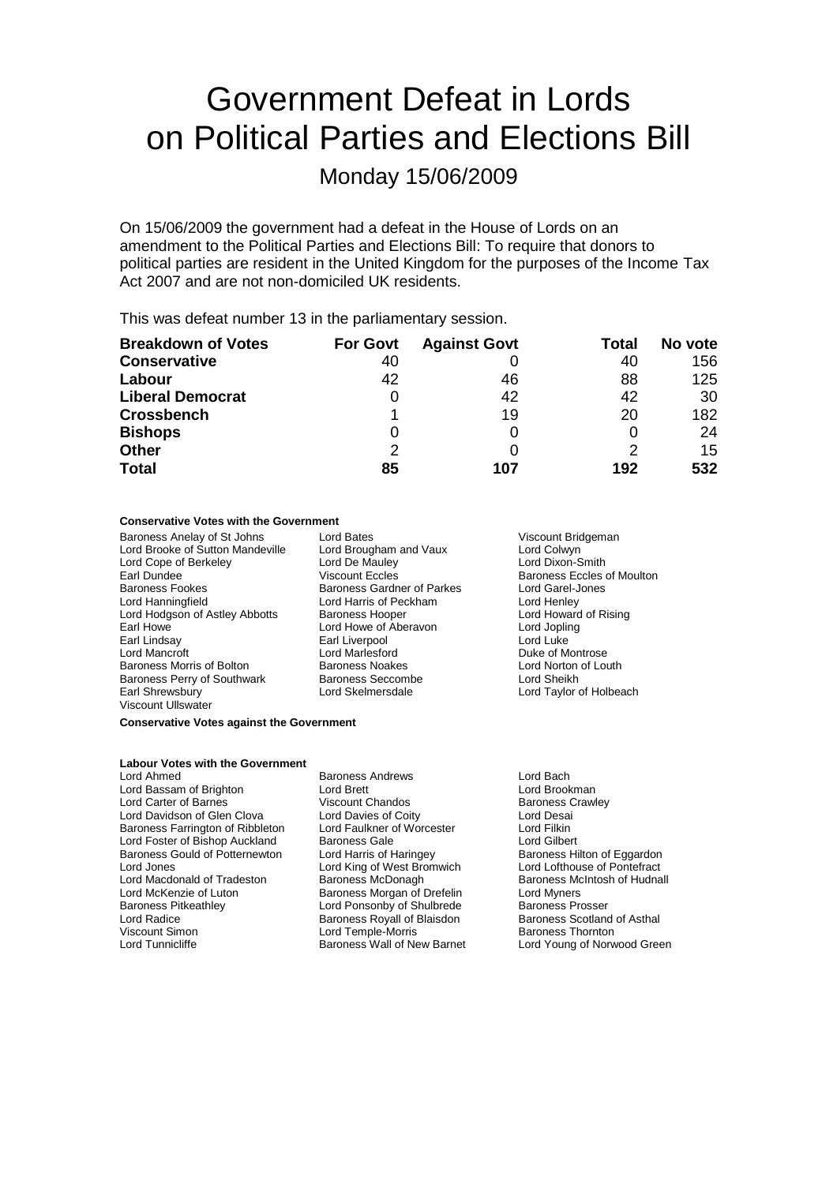# Government Defeat in Lords on Political Parties and Elections Bill

## Monday 15/06/2009

On 15/06/2009 the government had a defeat in the House of Lords on an amendment to the Political Parties and Elections Bill: To require that donors to political parties are resident in the United Kingdom for the purposes of the Income Tax Act 2007 and are not non-domiciled UK residents.

This was defeat number 13 in the parliamentary session.

| Breakdown of Votes | For Govt | Against Govt | Total | No vote |
|---|---|---|---|---|
| **Conservative** | 40 | 0 | 40 | 156 |
| **Labour** | 42 | 46 | 88 | 125 |
| **Liberal Democrat** | 0 | 42 | 42 | 30 |
| **Crossbench** | 1 | 19 | 20 | 182 |
| **Bishops** | 0 | 0 | 0 | 24 |
| **Other** | 2 | 0 | 2 | 15 |
| **Total** | **85** | **107** | **192** | **532** |

#### Conservative Votes with the Government

Baroness Anelay of St Johns
Lord Bates
Viscount Bridgeman
Lord Brooke of Sutton Mandeville
Lord Brougham and Vaux
Lord Colwyn
Lord Cope of Berkeley
Lord De Mauley
Lord Dixon-Smith
Earl Dundee
Viscount Eccles
Baroness Eccles of Moulton
Baroness Fookes
Baroness Gardner of Parkes
Lord Garel-Jones
Lord Hanningfield
Lord Harris of Peckham
Lord Henley
Lord Hodgson of Astley Abbotts
Baroness Hooper
Lord Howard of Rising
Earl Howe
Lord Howe of Aberavon
Lord Jopling
Earl Lindsay
Earl Liverpool
Lord Luke
Lord Mancroft
Lord Marlesford
Duke of Montrose
Baroness Morris of Bolton
Baroness Noakes
Lord Norton of Louth
Baroness Perry of Southwark
Baroness Seccombe
Lord Sheikh
Earl Shrewsbury
Lord Skelmersdale
Lord Taylor of Holbeach
Viscount Ullswater

#### Conservative Votes against the Government

#### Labour Votes with the Government

Lord Ahmed
Baroness Andrews
Lord Bach
Lord Bassam of Brighton
Lord Brett
Lord Brookman
Lord Carter of Barnes
Viscount Chandos
Baroness Crawley
Lord Davidson of Glen Clova
Lord Davies of Coity
Lord Desai
Baroness Farrington of Ribbleton
Lord Faulkner of Worcester
Lord Filkin
Lord Foster of Bishop Auckland
Baroness Gale
Lord Gilbert
Baroness Gould of Potternewton
Lord Harris of Haringey
Baroness Hilton of Eggardon
Lord Jones
Lord King of West Bromwich
Lord Lofthouse of Pontefract
Lord Macdonald of Tradeston
Baroness McDonagh
Baroness McIntosh of Hudnall
Lord McKenzie of Luton
Baroness Morgan of Drefelin
Lord Myners
Baroness Pitkeathley
Lord Ponsonby of Shulbrede
Baroness Prosser
Lord Radice
Baroness Royall of Blaisdon
Baroness Scotland of Asthal
Viscount Simon
Lord Temple-Morris
Baroness Thornton
Lord Tunnicliffe
Baroness Wall of New Barnet
Lord Young of Norwood Green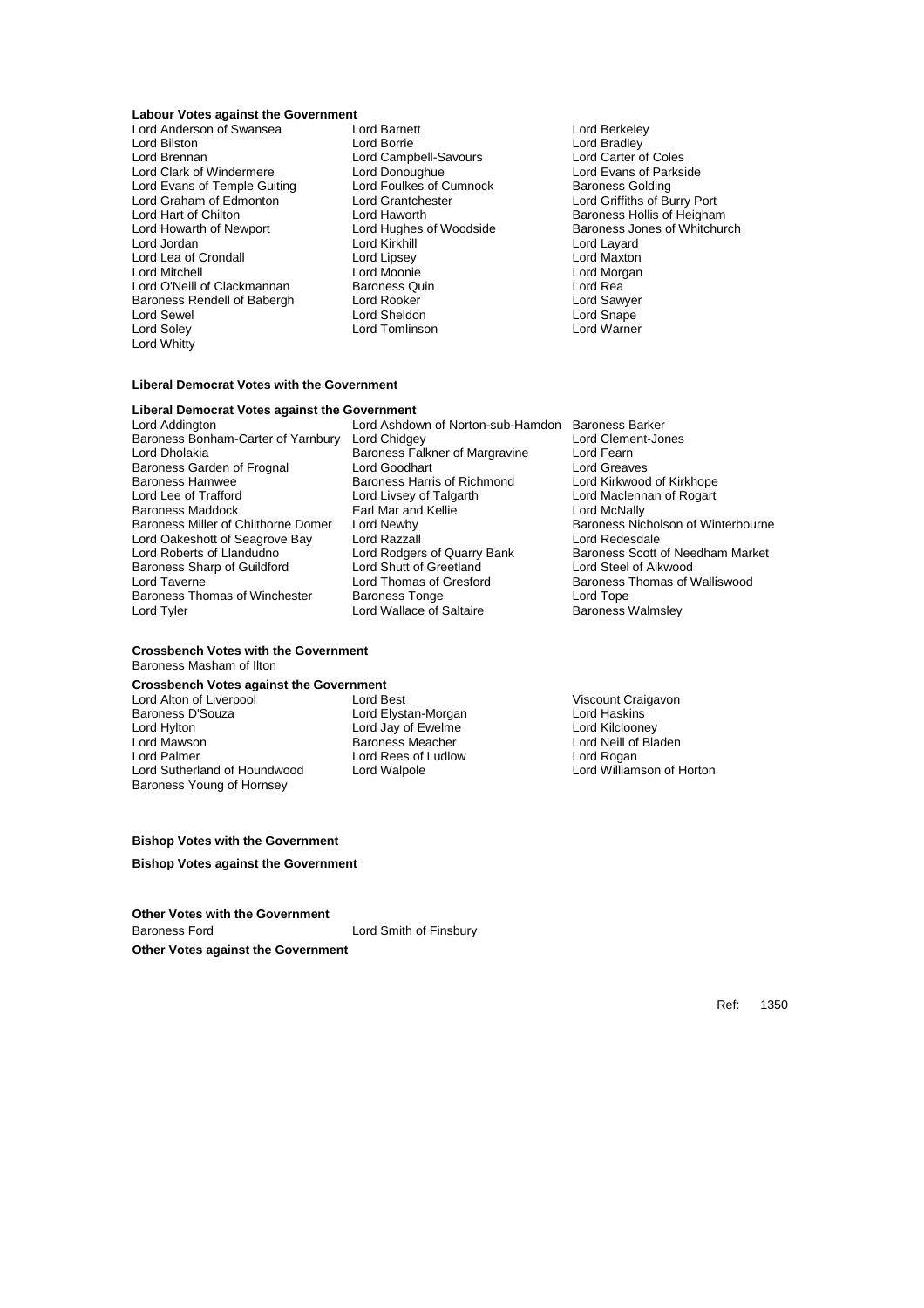**Labour Votes against the Government**

Lord Anderson of Swansea, Lord Barnett, Lord Berkeley, Lord Bilston, Lord Borrie, Lord Bradley, Lord Brennan, Lord Campbell-Savours, Lord Carter of Coles, Lord Clark of Windermere, Lord Donoughue, Lord Evans of Parkside, Lord Evans of Temple Guiting, Lord Foulkes of Cumnock, Baroness Golding, Lord Graham of Edmonton, Lord Grantchester, Lord Griffiths of Burry Port, Lord Hart of Chilton, Lord Haworth, Baroness Hollis of Heigham, Lord Howarth of Newport, Lord Hughes of Woodside, Baroness Jones of Whitchurch, Lord Jordan, Lord Kirkhill, Lord Layard, Lord Lea of Crondall, Lord Lipsey, Lord Maxton, Lord Mitchell, Lord Moonie, Lord Morgan, Lord O'Neill of Clackmannan, Baroness Quin, Lord Rea, Baroness Rendell of Babergh, Lord Rooker, Lord Sawyer, Lord Sewel, Lord Sheldon, Lord Snape, Lord Soley, Lord Tomlinson, Lord Warner, Lord Whitty

**Liberal Democrat Votes with the Government**

**Liberal Democrat Votes against the Government**

Lord Addington, Lord Ashdown of Norton-sub-Hamdon, Baroness Barker, Baroness Bonham-Carter of Yarnbury, Lord Chidgey, Lord Clement-Jones, Lord Dholakia, Baroness Falkner of Margravine, Lord Fearn, Baroness Garden of Frognal, Lord Goodhart, Lord Greaves, Baroness Hamwee, Baroness Harris of Richmond, Lord Kirkwood of Kirkhope, Lord Lee of Trafford, Lord Livsey of Talgarth, Lord Maclennan of Rogart, Baroness Maddock, Earl Mar and Kellie, Lord McNally, Baroness Miller of Chilthorne Domer, Lord Newby, Baroness Nicholson of Winterbourne, Lord Oakeshott of Seagrove Bay, Lord Razzall, Lord Redesdale, Lord Roberts of Llandudno, Lord Rodgers of Quarry Bank, Baroness Scott of Needham Market, Baroness Sharp of Guildford, Lord Shutt of Greetland, Lord Steel of Aikwood, Lord Taverne, Lord Thomas of Gresford, Baroness Thomas of Walliswood, Baroness Thomas of Winchester, Baroness Tonge, Lord Tope, Lord Tyler, Lord Wallace of Saltaire, Baroness Walmsley

**Crossbench Votes with the Government**

Baroness Masham of Ilton

**Crossbench Votes against the Government**

Lord Alton of Liverpool, Lord Best, Viscount Craigavon, Baroness D'Souza, Lord Elystan-Morgan, Lord Haskins, Lord Hylton, Lord Jay of Ewelme, Lord Kilclooney, Lord Mawson, Baroness Meacher, Lord Neill of Bladen, Lord Palmer, Lord Rees of Ludlow, Lord Rogan, Lord Sutherland of Houndwood, Lord Walpole, Lord Williamson of Horton, Baroness Young of Hornsey

**Bishop Votes with the Government**

**Bishop Votes against the Government**

**Other Votes with the Government**

Baroness Ford, Lord Smith of Finsbury

**Other Votes against the Government**

Ref: 1350